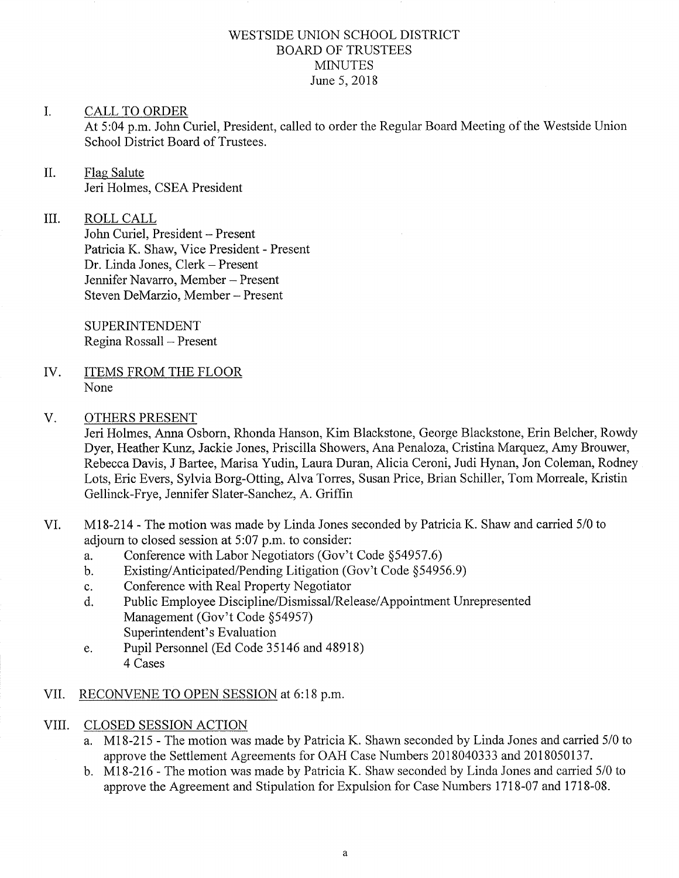# WESTSIDE UNION SCHOOL DISTRICT
## BOARD OF TRUSTEES
## MINUTES
### June 5, 2018

I. CALL TO ORDER

At 5:04 p.m. John Curiel, President, called to order the Regular Board Meeting of the Westside Union School District Board of Trustees.

II. Flag Salute

Jeri Holmes, CSEA President

III. ROLL CALL

John Curiel, President – Present
Patricia K. Shaw, Vice President - Present
Dr. Linda Jones, Clerk – Present
Jennifer Navarro, Member – Present
Steven DeMarzio, Member – Present

SUPERINTENDENT
Regina Rossall – Present

IV. ITEMS FROM THE FLOOR

None

V. OTHERS PRESENT

Jeri Holmes, Anna Osborn, Rhonda Hanson, Kim Blackstone, George Blackstone, Erin Belcher, Rowdy Dyer, Heather Kunz, Jackie Jones, Priscilla Showers, Ana Penaloza, Cristina Marquez, Amy Brouwer, Rebecca Davis, J Bartee, Marisa Yudin, Laura Duran, Alicia Ceroni, Judi Hynan, Jon Coleman, Rodney Lots, Eric Evers, Sylvia Borg-Otting, Alva Torres, Susan Price, Brian Schiller, Tom Morreale, Kristin Gellinck-Frye, Jennifer Slater-Sanchez, A. Griffin

VI. M18-214 - The motion was made by Linda Jones seconded by Patricia K. Shaw and carried 5/0 to adjourn to closed session at 5:07 p.m. to consider:

a. Conference with Labor Negotiators (Gov't Code §54957.6)
b. Existing/Anticipated/Pending Litigation (Gov't Code §54956.9)
c. Conference with Real Property Negotiator
d. Public Employee Discipline/Dismissal/Release/Appointment Unrepresented Management (Gov't Code §54957)
   Superintendent's Evaluation
e. Pupil Personnel (Ed Code 35146 and 48918)
   4 Cases

VII. RECONVENE TO OPEN SESSION at 6:18 p.m.

VIII. CLOSED SESSION ACTION

a. M18-215 - The motion was made by Patricia K. Shawn seconded by Linda Jones and carried 5/0 to approve the Settlement Agreements for OAH Case Numbers 2018040333 and 2018050137.
b. M18-216 - The motion was made by Patricia K. Shaw seconded by Linda Jones and carried 5/0 to approve the Agreement and Stipulation for Expulsion for Case Numbers 1718-07 and 1718-08.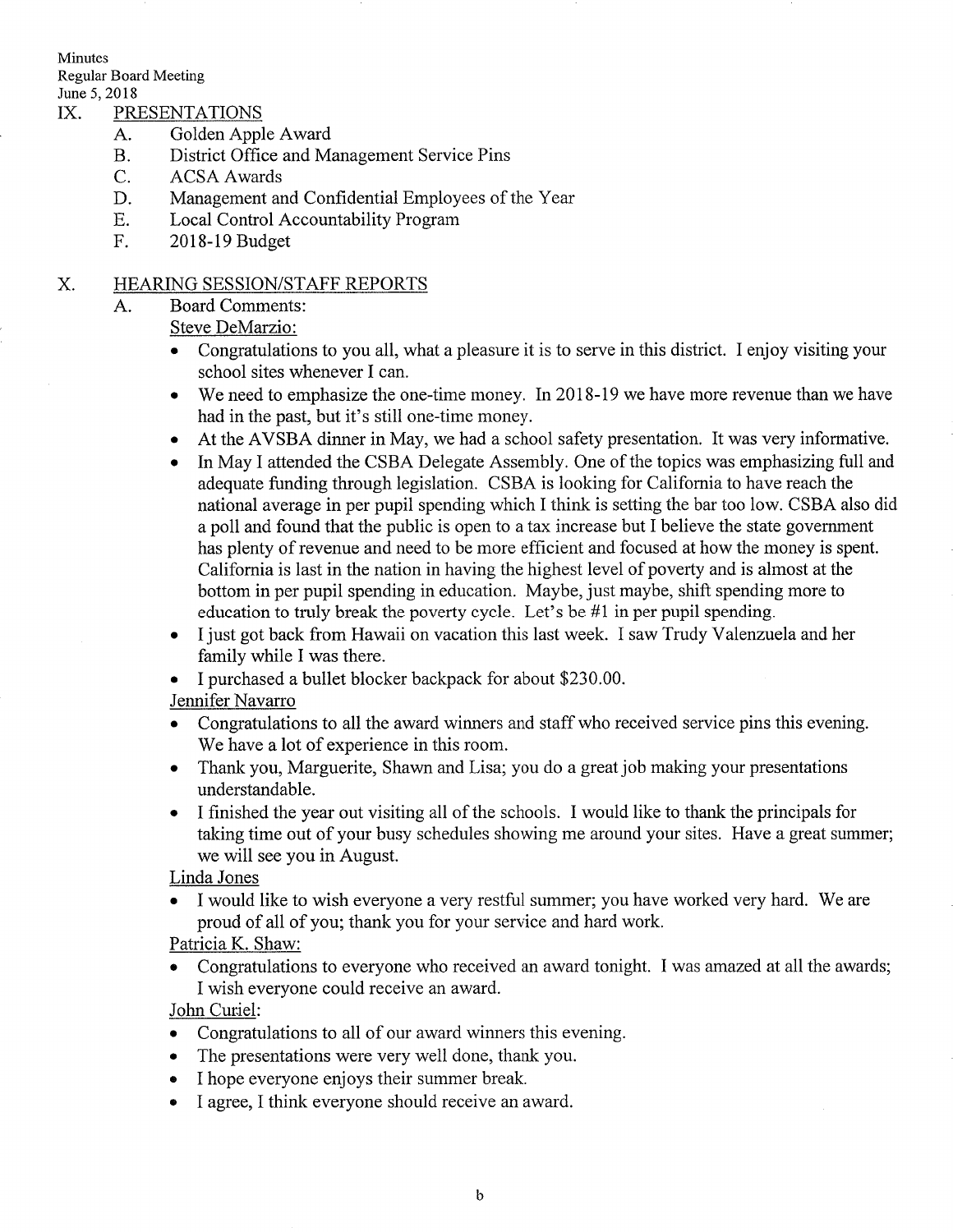Minutes
Regular Board Meeting
June 5, 2018

## IX. PRESENTATIONS

- A. Golden Apple Award
- B. District Office and Management Service Pins
- C. ACSA Awards
- D. Management and Confidential Employees of the Year
- E. Local Control Accountability Program
- F. 2018-19 Budget

## X. HEARING SESSION/STAFF REPORTS

A. Board Comments:

Steve DeMarzio:

- Congratulations to you all, what a pleasure it is to serve in this district. I enjoy visiting your school sites whenever I can.
- We need to emphasize the one-time money. In 2018-19 we have more revenue than we have had in the past, but it's still one-time money.
- At the AVSBA dinner in May, we had a school safety presentation. It was very informative.
- In May I attended the CSBA Delegate Assembly. One of the topics was emphasizing full and adequate funding through legislation. CSBA is looking for California to have reach the national average in per pupil spending which I think is setting the bar too low. CSBA also did a poll and found that the public is open to a tax increase but I believe the state government has plenty of revenue and need to be more efficient and focused at how the money is spent. California is last in the nation in having the highest level of poverty and is almost at the bottom in per pupil spending in education. Maybe, just maybe, shift spending more to education to truly break the poverty cycle. Let's be #1 in per pupil spending.
- I just got back from Hawaii on vacation this last week. I saw Trudy Valenzuela and her family while I was there.
- I purchased a bullet blocker backpack for about $230.00.

Jennifer Navarro

- Congratulations to all the award winners and staff who received service pins this evening. We have a lot of experience in this room.
- Thank you, Marguerite, Shawn and Lisa; you do a great job making your presentations understandable.
- I finished the year out visiting all of the schools. I would like to thank the principals for taking time out of your busy schedules showing me around your sites. Have a great summer; we will see you in August.

Linda Jones

- I would like to wish everyone a very restful summer; you have worked very hard. We are proud of all of you; thank you for your service and hard work.

Patricia K. Shaw:

- Congratulations to everyone who received an award tonight. I was amazed at all the awards; I wish everyone could receive an award.

John Curiel:

- Congratulations to all of our award winners this evening.
- The presentations were very well done, thank you.
- I hope everyone enjoys their summer break.
- I agree, I think everyone should receive an award.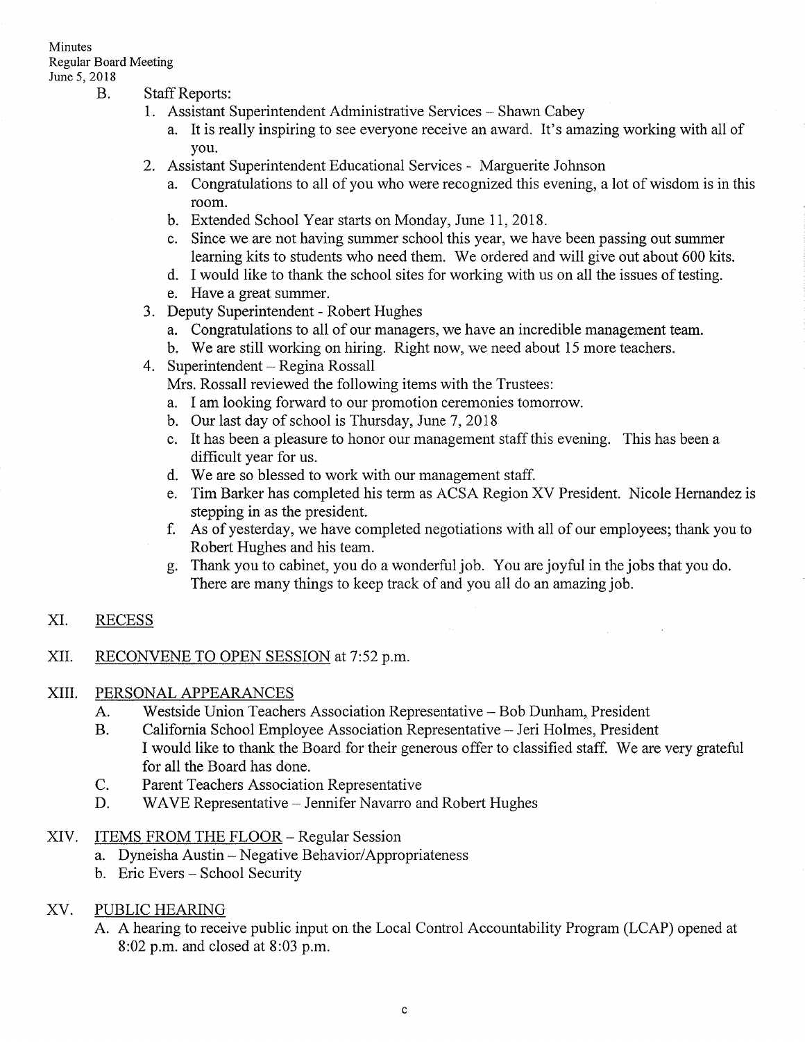B. Staff Reports:

1. Assistant Superintendent Administrative Services – Shawn Cabey
   a. It is really inspiring to see everyone receive an award. It's amazing working with all of you.
2. Assistant Superintendent Educational Services - Marguerite Johnson
   a. Congratulations to all of you who were recognized this evening, a lot of wisdom is in this room.
   b. Extended School Year starts on Monday, June 11, 2018.
   c. Since we are not having summer school this year, we have been passing out summer learning kits to students who need them. We ordered and will give out about 600 kits.
   d. I would like to thank the school sites for working with us on all the issues of testing.
   e. Have a great summer.
3. Deputy Superintendent - Robert Hughes
   a. Congratulations to all of our managers, we have an incredible management team.
   b. We are still working on hiring. Right now, we need about 15 more teachers.
4. Superintendent – Regina Rossall

   Mrs. Rossall reviewed the following items with the Trustees:

   a. I am looking forward to our promotion ceremonies tomorrow.
   b. Our last day of school is Thursday, June 7, 2018
   c. It has been a pleasure to honor our management staff this evening. This has been a difficult year for us.
   d. We are so blessed to work with our management staff.
   e. Tim Barker has completed his term as ACSA Region XV President. Nicole Hernandez is stepping in as the president.
   f. As of yesterday, we have completed negotiations with all of our employees; thank you to Robert Hughes and his team.
   g. Thank you to cabinet, you do a wonderful job. You are joyful in the jobs that you do. There are many things to keep track of and you all do an amazing job.

XI. RECESS

XII. RECONVENE TO OPEN SESSION at 7:52 p.m.

XIII. PERSONAL APPEARANCES

A. Westside Union Teachers Association Representative – Bob Dunham, President

B. California School Employee Association Representative – Jeri Holmes, President
I would like to thank the Board for their generous offer to classified staff. We are very grateful for all the Board has done.

C. Parent Teachers Association Representative

D. WAVE Representative – Jennifer Navarro and Robert Hughes

XIV. ITEMS FROM THE FLOOR – Regular Session

a. Dyneisha Austin – Negative Behavior/Appropriateness
b. Eric Evers – School Security

XV. PUBLIC HEARING

A. A hearing to receive public input on the Local Control Accountability Program (LCAP) opened at 8:02 p.m. and closed at 8:03 p.m.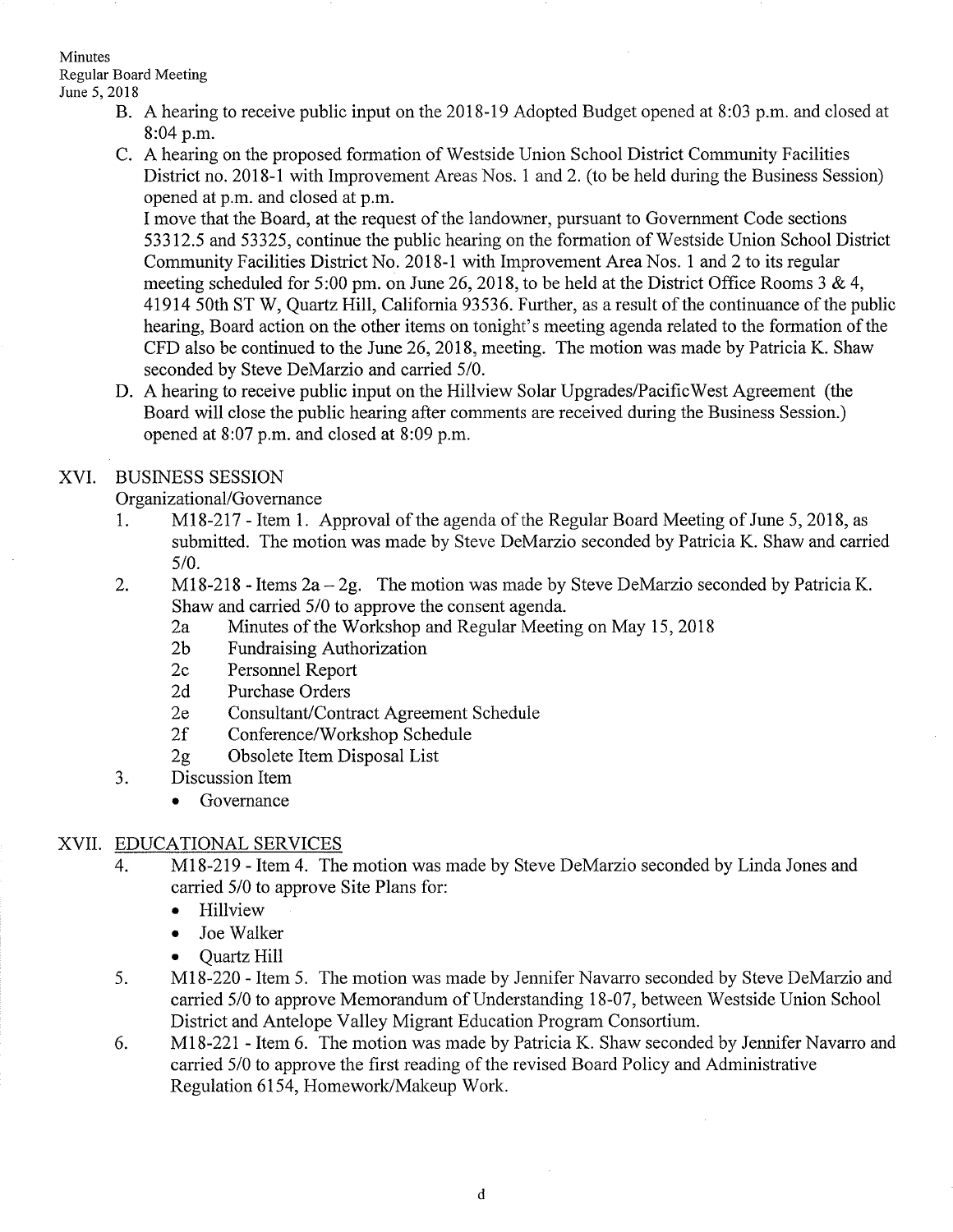B. A hearing to receive public input on the 2018-19 Adopted Budget opened at 8:03 p.m. and closed at 8:04 p.m.

C. A hearing on the proposed formation of Westside Union School District Community Facilities District no. 2018-1 with Improvement Areas Nos. 1 and 2. (to be held during the Business Session) opened at p.m. and closed at p.m.

I move that the Board, at the request of the landowner, pursuant to Government Code sections 53312.5 and 53325, continue the public hearing on the formation of Westside Union School District Community Facilities District No. 2018-1 with Improvement Area Nos. 1 and 2 to its regular meeting scheduled for 5:00 pm. on June 26, 2018, to be held at the District Office Rooms 3 & 4, 41914 50th ST W, Quartz Hill, California 93536. Further, as a result of the continuance of the public hearing, Board action on the other items on tonight's meeting agenda related to the formation of the CFD also be continued to the June 26, 2018, meeting. The motion was made by Patricia K. Shaw seconded by Steve DeMarzio and carried 5/0.

D. A hearing to receive public input on the Hillview Solar Upgrades/PacificWest Agreement (the Board will close the public hearing after comments are received during the Business Session.) opened at 8:07 p.m. and closed at 8:09 p.m.

## XVI. BUSINESS SESSION

Organizational/Governance

1. M18-217 - Item 1. Approval of the agenda of the Regular Board Meeting of June 5, 2018, as submitted. The motion was made by Steve DeMarzio seconded by Patricia K. Shaw and carried 5/0.
2. M18-218 - Items 2a – 2g. The motion was made by Steve DeMarzio seconded by Patricia K. Shaw and carried 5/0 to approve the consent agenda.
   - 2a Minutes of the Workshop and Regular Meeting on May 15, 2018
   - 2b Fundraising Authorization
   - 2c Personnel Report
   - 2d Purchase Orders
   - 2e Consultant/Contract Agreement Schedule
   - 2f Conference/Workshop Schedule
   - 2g Obsolete Item Disposal List
3. Discussion Item
   - Governance

## XVII. EDUCATIONAL SERVICES

4. M18-219 - Item 4. The motion was made by Steve DeMarzio seconded by Linda Jones and carried 5/0 to approve Site Plans for:
   - Hillview
   - Joe Walker
   - Quartz Hill
5. M18-220 - Item 5. The motion was made by Jennifer Navarro seconded by Steve DeMarzio and carried 5/0 to approve Memorandum of Understanding 18-07, between Westside Union School District and Antelope Valley Migrant Education Program Consortium.
6. M18-221 - Item 6. The motion was made by Patricia K. Shaw seconded by Jennifer Navarro and carried 5/0 to approve the first reading of the revised Board Policy and Administrative Regulation 6154, Homework/Makeup Work.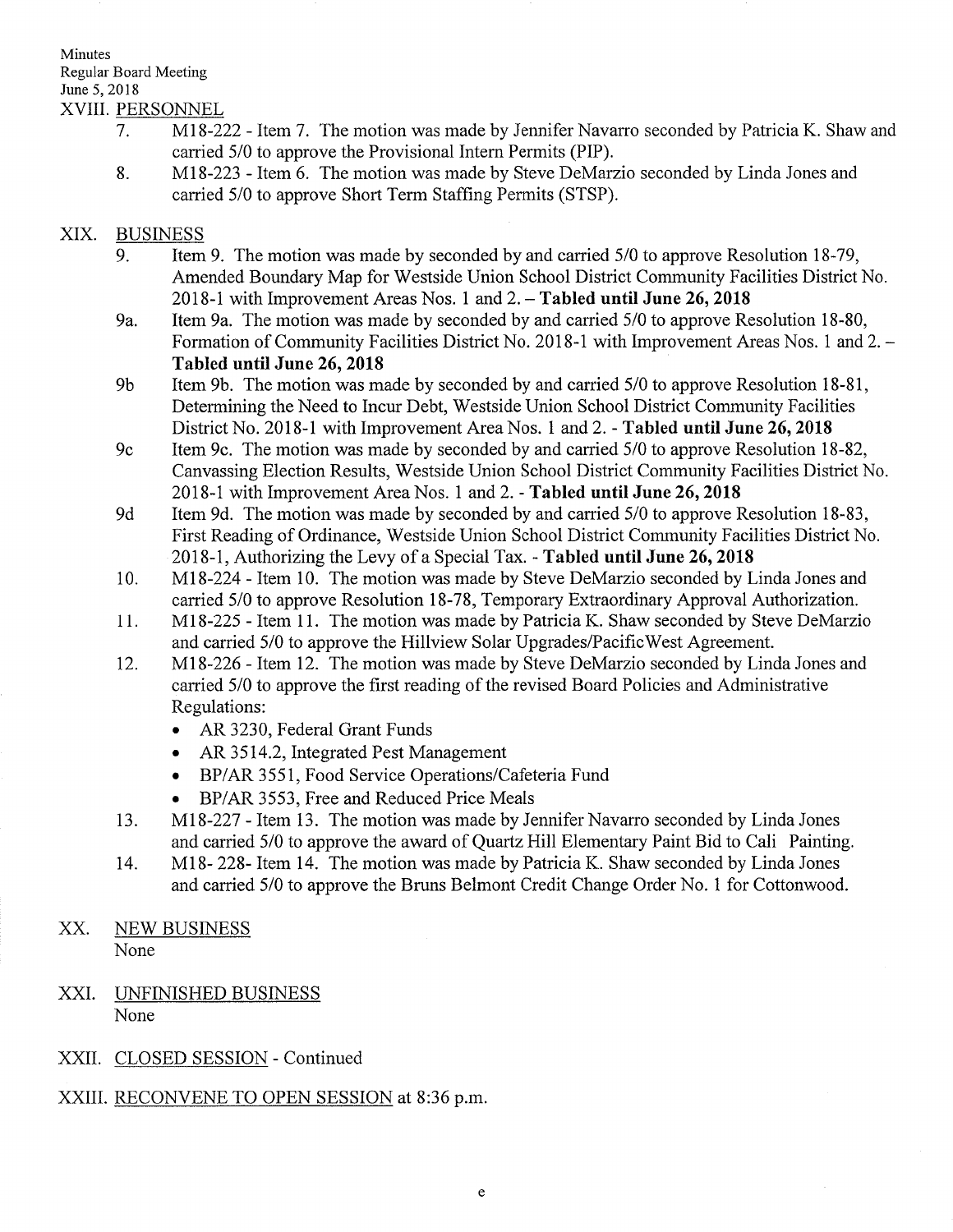Minutes
Regular Board Meeting
June 5, 2018

XVIII. PERSONNEL

7. M18-222 - Item 7. The motion was made by Jennifer Navarro seconded by Patricia K. Shaw and carried 5/0 to approve the Provisional Intern Permits (PIP).
8. M18-223 - Item 6. The motion was made by Steve DeMarzio seconded by Linda Jones and carried 5/0 to approve Short Term Staffing Permits (STSP).

XIX. BUSINESS

9. Item 9. The motion was made by seconded by and carried 5/0 to approve Resolution 18-79, Amended Boundary Map for Westside Union School District Community Facilities District No. 2018-1 with Improvement Areas Nos. 1 and 2. – **Tabled until June 26, 2018**

9a. Item 9a. The motion was made by seconded by and carried 5/0 to approve Resolution 18-80, Formation of Community Facilities District No. 2018-1 with Improvement Areas Nos. 1 and 2. – **Tabled until June 26, 2018**

9b Item 9b. The motion was made by seconded by and carried 5/0 to approve Resolution 18-81, Determining the Need to Incur Debt, Westside Union School District Community Facilities District No. 2018-1 with Improvement Area Nos. 1 and 2. - **Tabled until June 26, 2018**

9c Item 9c. The motion was made by seconded by and carried 5/0 to approve Resolution 18-82, Canvassing Election Results, Westside Union School District Community Facilities District No. 2018-1 with Improvement Area Nos. 1 and 2. - **Tabled until June 26, 2018**

9d Item 9d. The motion was made by seconded by and carried 5/0 to approve Resolution 18-83, First Reading of Ordinance, Westside Union School District Community Facilities District No. 2018-1, Authorizing the Levy of a Special Tax. - **Tabled until June 26, 2018**

10. M18-224 - Item 10. The motion was made by Steve DeMarzio seconded by Linda Jones and carried 5/0 to approve Resolution 18-78, Temporary Extraordinary Approval Authorization.

11. M18-225 - Item 11. The motion was made by Patricia K. Shaw seconded by Steve DeMarzio and carried 5/0 to approve the Hillview Solar Upgrades/PacificWest Agreement.

12. M18-226 - Item 12. The motion was made by Steve DeMarzio seconded by Linda Jones and carried 5/0 to approve the first reading of the revised Board Policies and Administrative Regulations:
    - AR 3230, Federal Grant Funds
    - AR 3514.2, Integrated Pest Management
    - BP/AR 3551, Food Service Operations/Cafeteria Fund
    - BP/AR 3553, Free and Reduced Price Meals

13. M18-227 - Item 13. The motion was made by Jennifer Navarro seconded by Linda Jones and carried 5/0 to approve the award of Quartz Hill Elementary Paint Bid to Cali Painting.

14. M18- 228- Item 14. The motion was made by Patricia K. Shaw seconded by Linda Jones and carried 5/0 to approve the Bruns Belmont Credit Change Order No. 1 for Cottonwood.

XX. NEW BUSINESS

None

XXI. UNFINISHED BUSINESS

None

XXII. CLOSED SESSION - Continued

XXIII. RECONVENE TO OPEN SESSION at 8:36 p.m.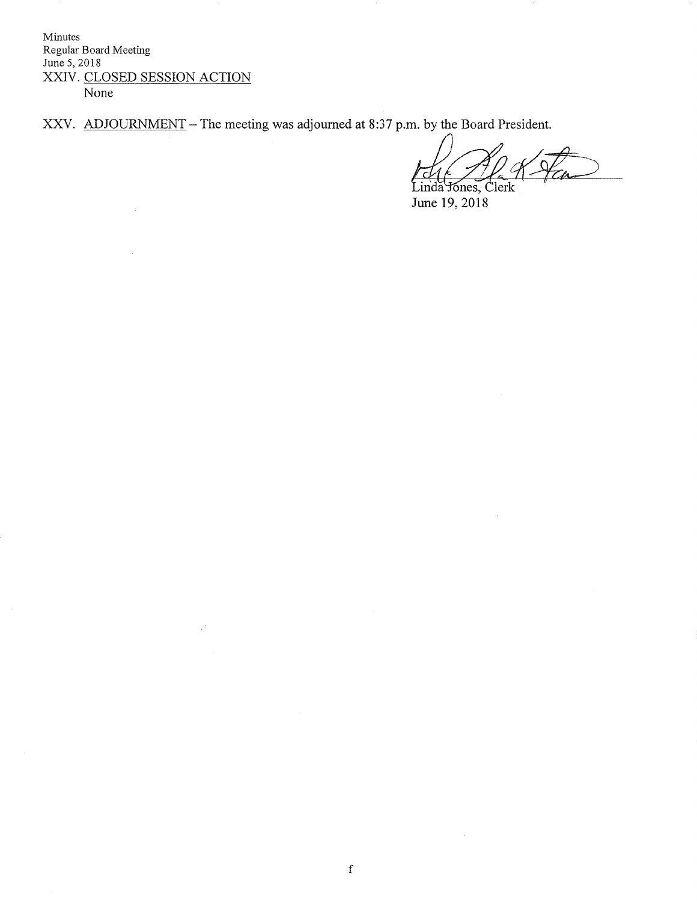XXIV. <u>CLOSED SESSION ACTION</u>

None

XXV. <u>ADJOURNMENT</u> – The meeting was adjourned at 8:37 p.m. by the Board President.

Linda Jones, Clerk
June 19, 2018